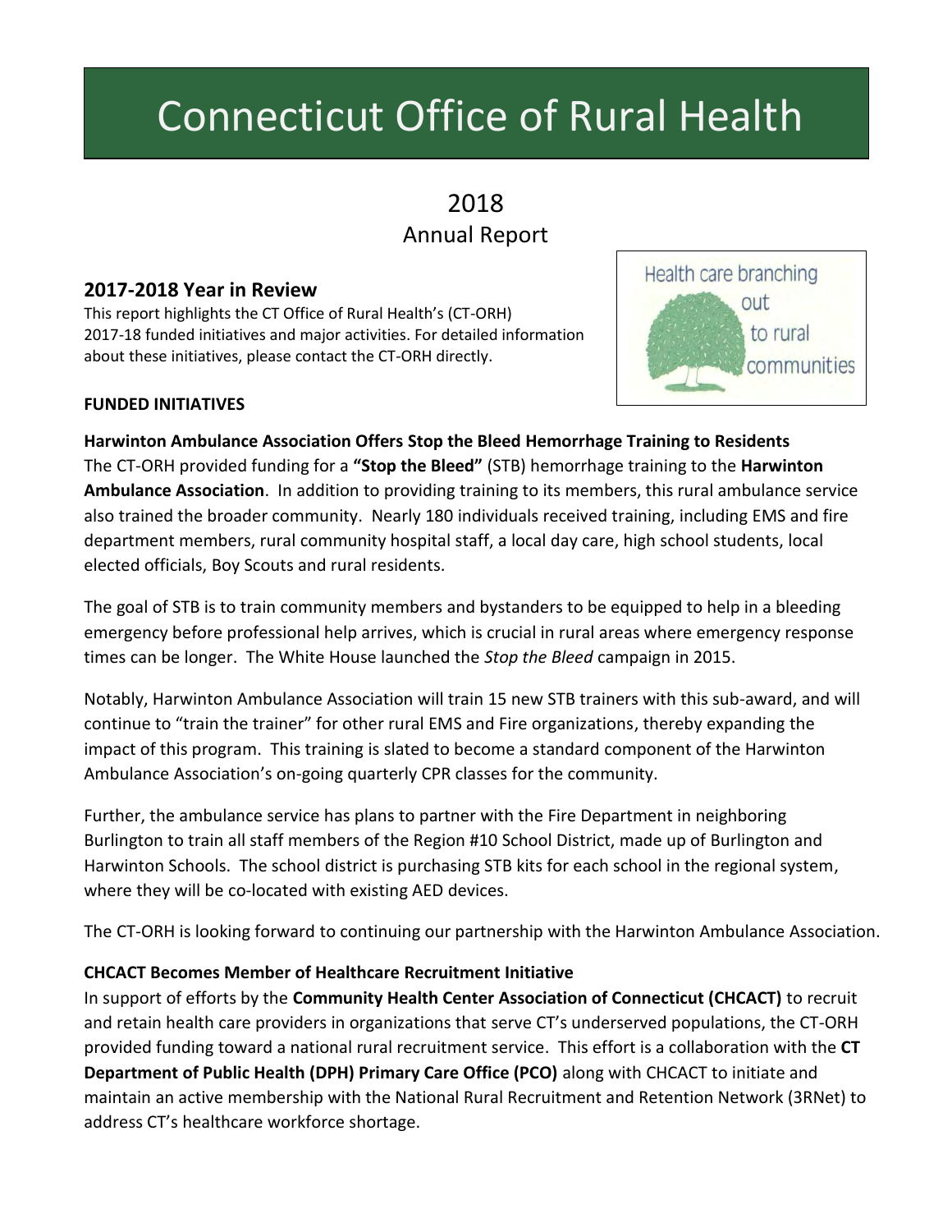# Connecticut Office of Rural Health

## 2018
## Annual Report

### 2017-2018 Year in Review

This report highlights the CT Office of Rural Health's (CT-ORH) 2017-18 funded initiatives and major activities. For detailed information about these initiatives, please contact the CT-ORH directly.

Health care branching out to rural communities

**FUNDED INITIATIVES**

**Harwinton Ambulance Association Offers Stop the Bleed Hemorrhage Training to Residents**

The CT-ORH provided funding for a **"Stop the Bleed"** (STB) hemorrhage training to the **Harwinton Ambulance Association**. In addition to providing training to its members, this rural ambulance service also trained the broader community. Nearly 180 individuals received training, including EMS and fire department members, rural community hospital staff, a local day care, high school students, local elected officials, Boy Scouts and rural residents.

The goal of STB is to train community members and bystanders to be equipped to help in a bleeding emergency before professional help arrives, which is crucial in rural areas where emergency response times can be longer. The White House launched the *Stop the Bleed* campaign in 2015.

Notably, Harwinton Ambulance Association will train 15 new STB trainers with this sub-award, and will continue to "train the trainer" for other rural EMS and Fire organizations, thereby expanding the impact of this program. This training is slated to become a standard component of the Harwinton Ambulance Association's on-going quarterly CPR classes for the community.

Further, the ambulance service has plans to partner with the Fire Department in neighboring Burlington to train all staff members of the Region #10 School District, made up of Burlington and Harwinton Schools. The school district is purchasing STB kits for each school in the regional system, where they will be co-located with existing AED devices.

The CT-ORH is looking forward to continuing our partnership with the Harwinton Ambulance Association.

**CHCACT Becomes Member of Healthcare Recruitment Initiative**

In support of efforts by the **Community Health Center Association of Connecticut (CHCACT)** to recruit and retain health care providers in organizations that serve CT's underserved populations, the CT-ORH provided funding toward a national rural recruitment service. This effort is a collaboration with the **CT Department of Public Health (DPH) Primary Care Office (PCO)** along with CHCACT to initiate and maintain an active membership with the National Rural Recruitment and Retention Network (3RNet) to address CT's healthcare workforce shortage.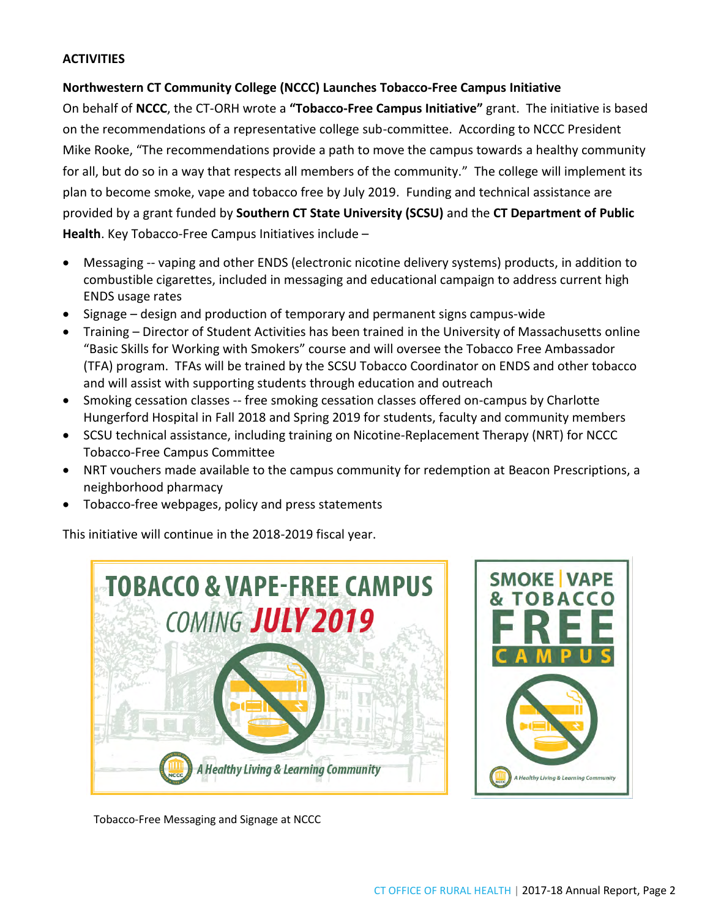**ACTIVITIES**

**Northwestern CT Community College (NCCC) Launches Tobacco-Free Campus Initiative**

On behalf of **NCCC**, the CT-ORH wrote a **"Tobacco-Free Campus Initiative"** grant. The initiative is based on the recommendations of a representative college sub-committee. According to NCCC President Mike Rooke, "The recommendations provide a path to move the campus towards a healthy community for all, but do so in a way that respects all members of the community." The college will implement its plan to become smoke, vape and tobacco free by July 2019. Funding and technical assistance are provided by a grant funded by **Southern CT State University (SCSU)** and the **CT Department of Public Health**. Key Tobacco-Free Campus Initiatives include –

- Messaging -- vaping and other ENDS (electronic nicotine delivery systems) products, in addition to combustible cigarettes, included in messaging and educational campaign to address current high ENDS usage rates
- Signage – design and production of temporary and permanent signs campus-wide
- Training – Director of Student Activities has been trained in the University of Massachusetts online "Basic Skills for Working with Smokers" course and will oversee the Tobacco Free Ambassador (TFA) program. TFAs will be trained by the SCSU Tobacco Coordinator on ENDS and other tobacco and will assist with supporting students through education and outreach
- Smoking cessation classes -- free smoking cessation classes offered on-campus by Charlotte Hungerford Hospital in Fall 2018 and Spring 2019 for students, faculty and community members
- SCSU technical assistance, including training on Nicotine-Replacement Therapy (NRT) for NCCC Tobacco-Free Campus Committee
- NRT vouchers made available to the campus community for redemption at Beacon Prescriptions, a neighborhood pharmacy
- Tobacco-free webpages, policy and press statements

This initiative will continue in the 2018-2019 fiscal year.

Tobacco-Free Messaging and Signage at NCCC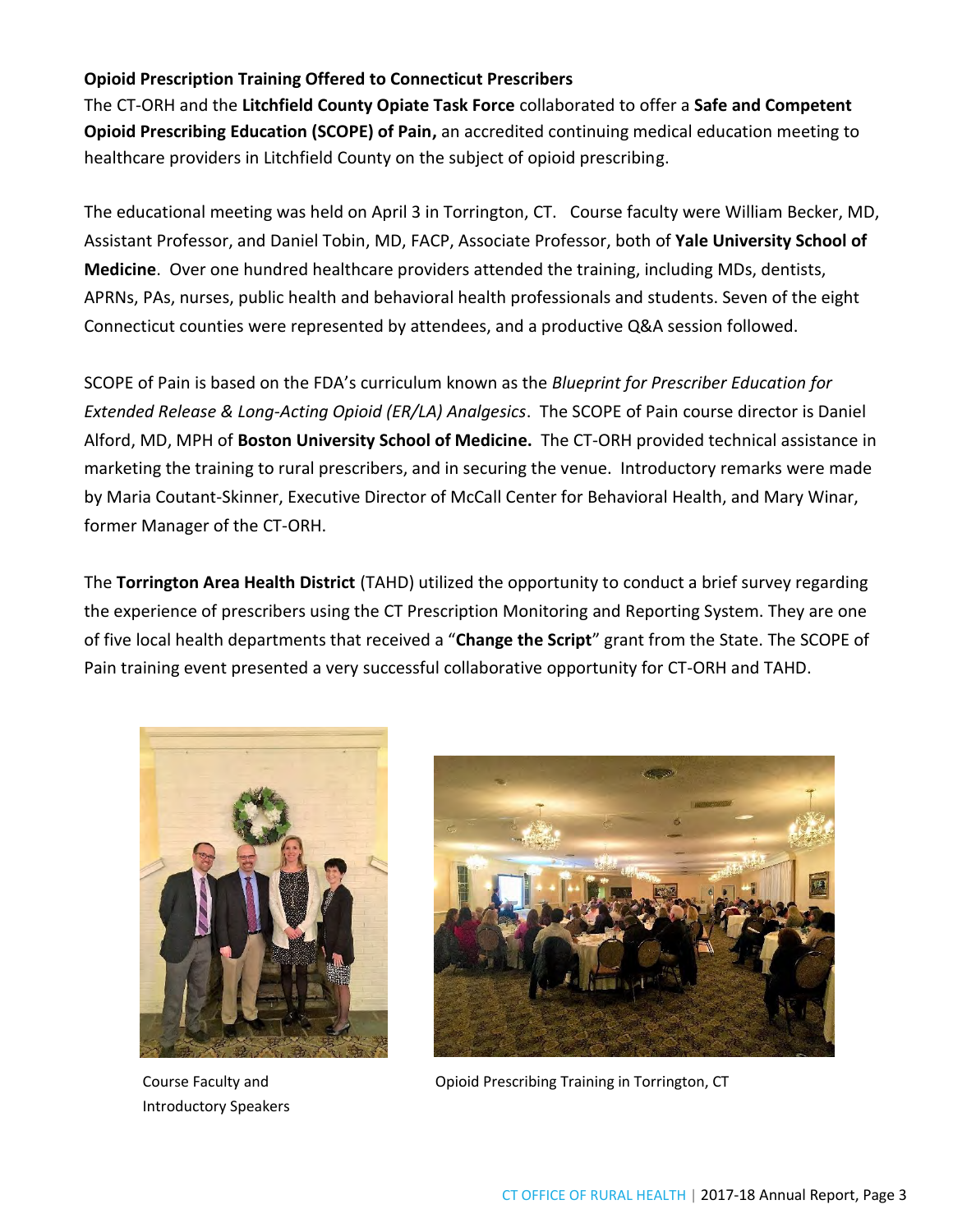**Opioid Prescription Training Offered to Connecticut Prescribers**

The CT-ORH and the **Litchfield County Opiate Task Force** collaborated to offer a **Safe and Competent Opioid Prescribing Education (SCOPE) of Pain,** an accredited continuing medical education meeting to healthcare providers in Litchfield County on the subject of opioid prescribing.

The educational meeting was held on April 3 in Torrington, CT. Course faculty were William Becker, MD, Assistant Professor, and Daniel Tobin, MD, FACP, Associate Professor, both of **Yale University School of Medicine**. Over one hundred healthcare providers attended the training, including MDs, dentists, APRNs, PAs, nurses, public health and behavioral health professionals and students. Seven of the eight Connecticut counties were represented by attendees, and a productive Q&A session followed.

SCOPE of Pain is based on the FDA's curriculum known as the *Blueprint for Prescriber Education for Extended Release & Long-Acting Opioid (ER/LA) Analgesics*. The SCOPE of Pain course director is Daniel Alford, MD, MPH of **Boston University School of Medicine.** The CT-ORH provided technical assistance in marketing the training to rural prescribers, and in securing the venue. Introductory remarks were made by Maria Coutant-Skinner, Executive Director of McCall Center for Behavioral Health, and Mary Winar, former Manager of the CT-ORH.

The **Torrington Area Health District** (TAHD) utilized the opportunity to conduct a brief survey regarding the experience of prescribers using the CT Prescription Monitoring and Reporting System. They are one of five local health departments that received a "**Change the Script**" grant from the State. The SCOPE of Pain training event presented a very successful collaborative opportunity for CT-ORH and TAHD.

Course Faculty and Introductory Speakers

Opioid Prescribing Training in Torrington, CT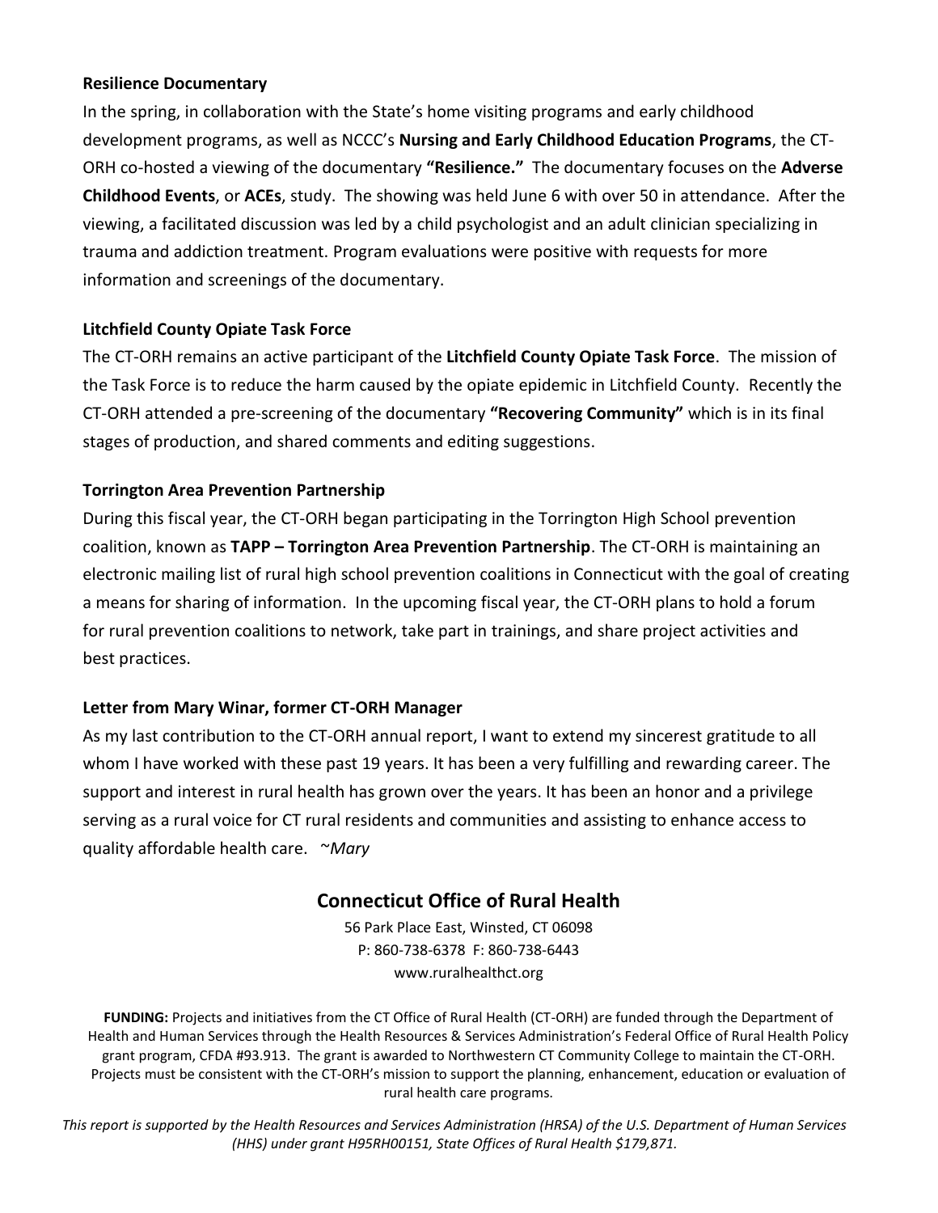### Resilience Documentary

In the spring, in collaboration with the State's home visiting programs and early childhood development programs, as well as NCCC's **Nursing and Early Childhood Education Programs**, the CT-ORH co-hosted a viewing of the documentary **"Resilience."** The documentary focuses on the **Adverse Childhood Events**, or **ACEs**, study. The showing was held June 6 with over 50 in attendance. After the viewing, a facilitated discussion was led by a child psychologist and an adult clinician specializing in trauma and addiction treatment. Program evaluations were positive with requests for more information and screenings of the documentary.

### Litchfield County Opiate Task Force

The CT-ORH remains an active participant of the **Litchfield County Opiate Task Force**. The mission of the Task Force is to reduce the harm caused by the opiate epidemic in Litchfield County. Recently the CT-ORH attended a pre-screening of the documentary **"Recovering Community"** which is in its final stages of production, and shared comments and editing suggestions.

### Torrington Area Prevention Partnership

During this fiscal year, the CT-ORH began participating in the Torrington High School prevention coalition, known as **TAPP – Torrington Area Prevention Partnership**. The CT-ORH is maintaining an electronic mailing list of rural high school prevention coalitions in Connecticut with the goal of creating a means for sharing of information. In the upcoming fiscal year, the CT-ORH plans to hold a forum for rural prevention coalitions to network, take part in trainings, and share project activities and best practices.

### Letter from Mary Winar, former CT-ORH Manager

As my last contribution to the CT-ORH annual report, I want to extend my sincerest gratitude to all whom I have worked with these past 19 years. It has been a very fulfilling and rewarding career. The support and interest in rural health has grown over the years. It has been an honor and a privilege serving as a rural voice for CT rural residents and communities and assisting to enhance access to quality affordable health care. *~Mary*

## Connecticut Office of Rural Health

56 Park Place East, Winsted, CT 06098
P: 860-738-6378 F: 860-738-6443
www.ruralhealthct.org

**FUNDING:** Projects and initiatives from the CT Office of Rural Health (CT-ORH) are funded through the Department of Health and Human Services through the Health Resources & Services Administration's Federal Office of Rural Health Policy grant program, CFDA #93.913. The grant is awarded to Northwestern CT Community College to maintain the CT-ORH. Projects must be consistent with the CT-ORH's mission to support the planning, enhancement, education or evaluation of rural health care programs.

*This report is supported by the Health Resources and Services Administration (HRSA) of the U.S. Department of Human Services (HHS) under grant H95RH00151, State Offices of Rural Health $179,871.*